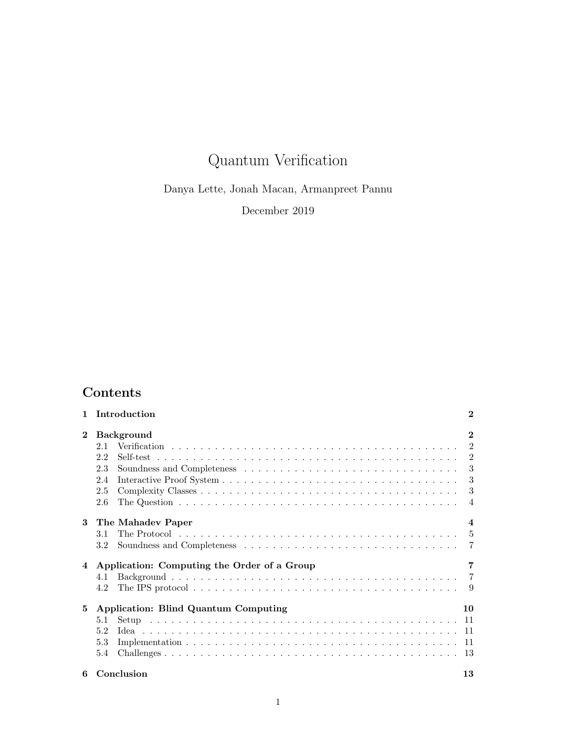# Quantum Verification

Danya Lette, Jonah Macan, Armanpreet Pannu

December 2019

## Contents

**1 Introduction** — **2**

**2 Background** — **2**
- 2.1 Verification — 2
- 2.2 Self-test — 2
- 2.3 Soundness and Completeness — 3
- 2.4 Interactive Proof System — 3
- 2.5 Complexity Classes — 3
- 2.6 The Question — 4

**3 The Mahadev Paper** — **4**
- 3.1 The Protocol — 5
- 3.2 Soundness and Completeness — 7

**4 Application: Computing the Order of a Group** — **7**
- 4.1 Background — 7
- 4.2 The IPS protocol — 9

**5 Application: Blind Quantum Computing** — **10**
- 5.1 Setup — 11
- 5.2 Idea — 11
- 5.3 Implementation — 11
- 5.4 Challenges — 13

**6 Conclusion** — **13**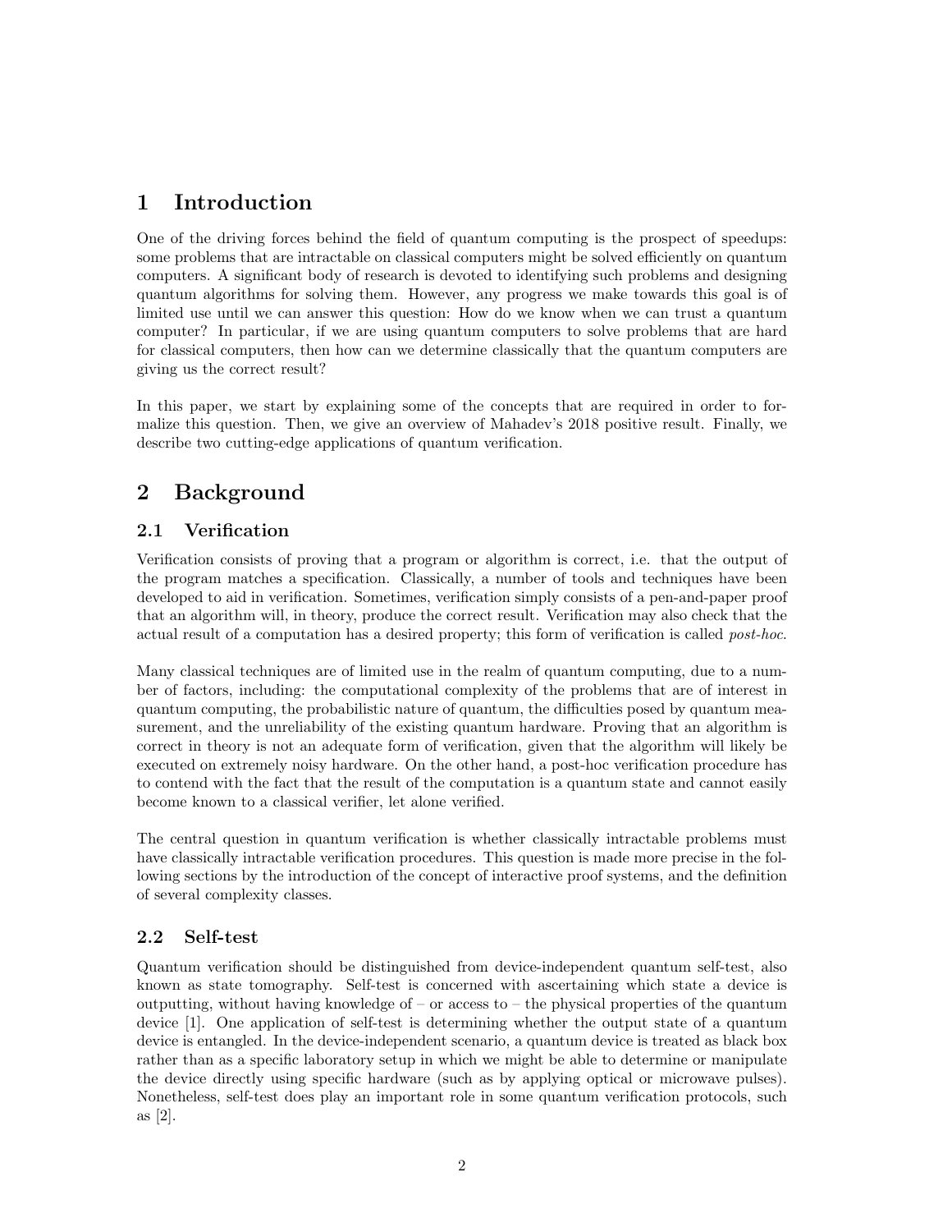# 1 Introduction

One of the driving forces behind the field of quantum computing is the prospect of speedups: some problems that are intractable on classical computers might be solved efficiently on quantum computers. A significant body of research is devoted to identifying such problems and designing quantum algorithms for solving them. However, any progress we make towards this goal is of limited use until we can answer this question: How do we know when we can trust a quantum computer? In particular, if we are using quantum computers to solve problems that are hard for classical computers, then how can we determine classically that the quantum computers are giving us the correct result?

In this paper, we start by explaining some of the concepts that are required in order to formalize this question. Then, we give an overview of Mahadev's 2018 positive result. Finally, we describe two cutting-edge applications of quantum verification.

# 2 Background

## 2.1 Verification

Verification consists of proving that a program or algorithm is correct, i.e. that the output of the program matches a specification. Classically, a number of tools and techniques have been developed to aid in verification. Sometimes, verification simply consists of a pen-and-paper proof that an algorithm will, in theory, produce the correct result. Verification may also check that the actual result of a computation has a desired property; this form of verification is called *post-hoc*.

Many classical techniques are of limited use in the realm of quantum computing, due to a number of factors, including: the computational complexity of the problems that are of interest in quantum computing, the probabilistic nature of quantum, the difficulties posed by quantum measurement, and the unreliability of the existing quantum hardware. Proving that an algorithm is correct in theory is not an adequate form of verification, given that the algorithm will likely be executed on extremely noisy hardware. On the other hand, a post-hoc verification procedure has to contend with the fact that the result of the computation is a quantum state and cannot easily become known to a classical verifier, let alone verified.

The central question in quantum verification is whether classically intractable problems must have classically intractable verification procedures. This question is made more precise in the following sections by the introduction of the concept of interactive proof systems, and the definition of several complexity classes.

## 2.2 Self-test

Quantum verification should be distinguished from device-independent quantum self-test, also known as state tomography. Self-test is concerned with ascertaining which state a device is outputting, without having knowledge of – or access to – the physical properties of the quantum device [1]. One application of self-test is determining whether the output state of a quantum device is entangled. In the device-independent scenario, a quantum device is treated as black box rather than as a specific laboratory setup in which we might be able to determine or manipulate the device directly using specific hardware (such as by applying optical or microwave pulses). Nonetheless, self-test does play an important role in some quantum verification protocols, such as [2].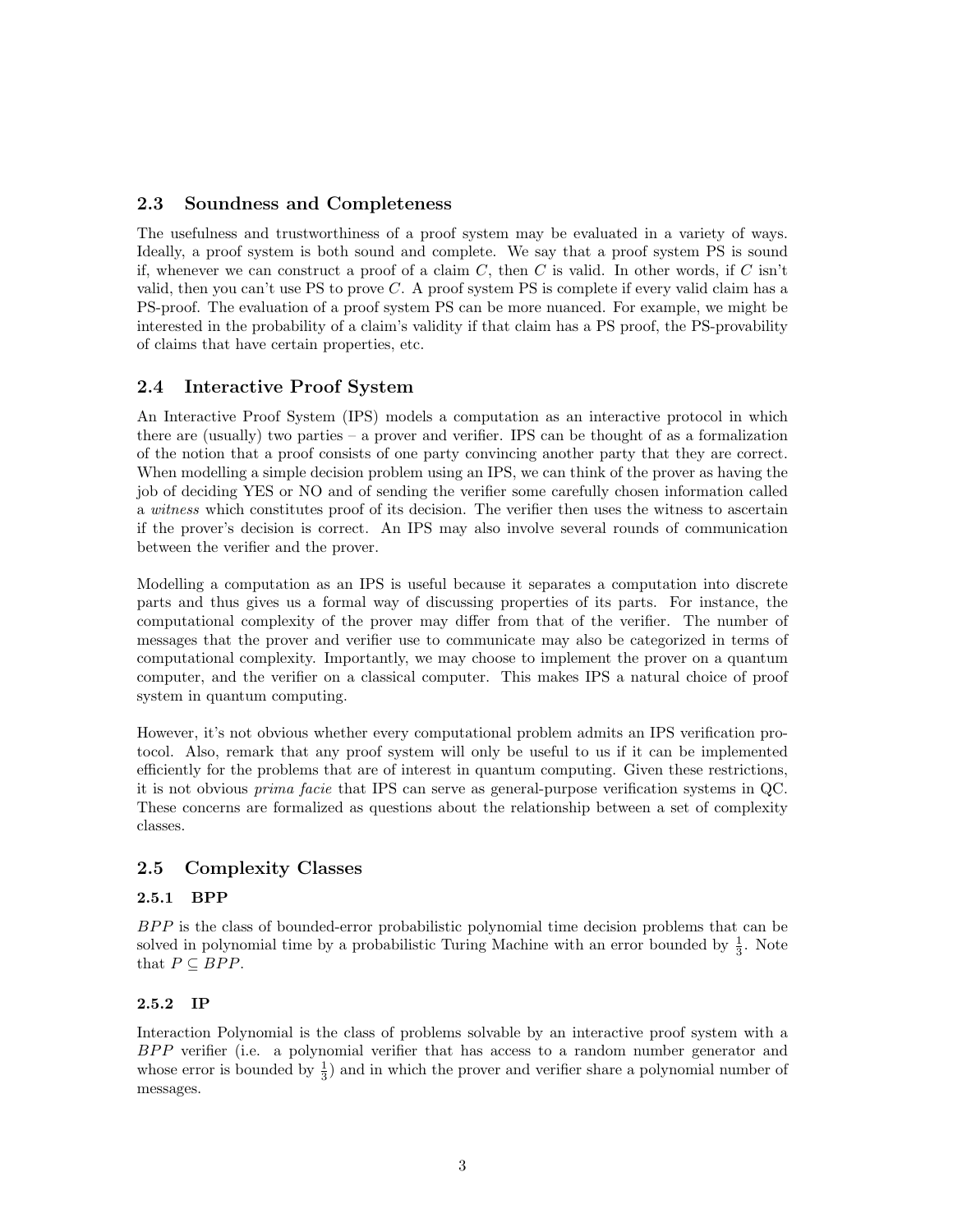### 2.3 Soundness and Completeness

The usefulness and trustworthiness of a proof system may be evaluated in a variety of ways. Ideally, a proof system is both sound and complete. We say that a proof system PS is sound if, whenever we can construct a proof of a claim $C$, then $C$ is valid. In other words, if $C$ isn't valid, then you can't use PS to prove $C$. A proof system PS is complete if every valid claim has a PS-proof. The evaluation of a proof system PS can be more nuanced. For example, we might be interested in the probability of a claim's validity if that claim has a PS proof, the PS-provability of claims that have certain properties, etc.

### 2.4 Interactive Proof System

An Interactive Proof System (IPS) models a computation as an interactive protocol in which there are (usually) two parties – a prover and verifier. IPS can be thought of as a formalization of the notion that a proof consists of one party convincing another party that they are correct. When modelling a simple decision problem using an IPS, we can think of the prover as having the job of deciding YES or NO and of sending the verifier some carefully chosen information called a *witness* which constitutes proof of its decision. The verifier then uses the witness to ascertain if the prover's decision is correct. An IPS may also involve several rounds of communication between the verifier and the prover.

Modelling a computation as an IPS is useful because it separates a computation into discrete parts and thus gives us a formal way of discussing properties of its parts. For instance, the computational complexity of the prover may differ from that of the verifier. The number of messages that the prover and verifier use to communicate may also be categorized in terms of computational complexity. Importantly, we may choose to implement the prover on a quantum computer, and the verifier on a classical computer. This makes IPS a natural choice of proof system in quantum computing.

However, it's not obvious whether every computational problem admits an IPS verification protocol. Also, remark that any proof system will only be useful to us if it can be implemented efficiently for the problems that are of interest in quantum computing. Given these restrictions, it is not obvious *prima facie* that IPS can serve as general-purpose verification systems in QC. These concerns are formalized as questions about the relationship between a set of complexity classes.

### 2.5 Complexity Classes

#### 2.5.1 BPP

$BPP$ is the class of bounded-error probabilistic polynomial time decision problems that can be solved in polynomial time by a probabilistic Turing Machine with an error bounded by $\frac{1}{3}$. Note that $P \subseteq BPP$.

#### 2.5.2 IP

Interaction Polynomial is the class of problems solvable by an interactive proof system with a $BPP$ verifier (i.e. a polynomial verifier that has access to a random number generator and whose error is bounded by $\frac{1}{3}$) and in which the prover and verifier share a polynomial number of messages.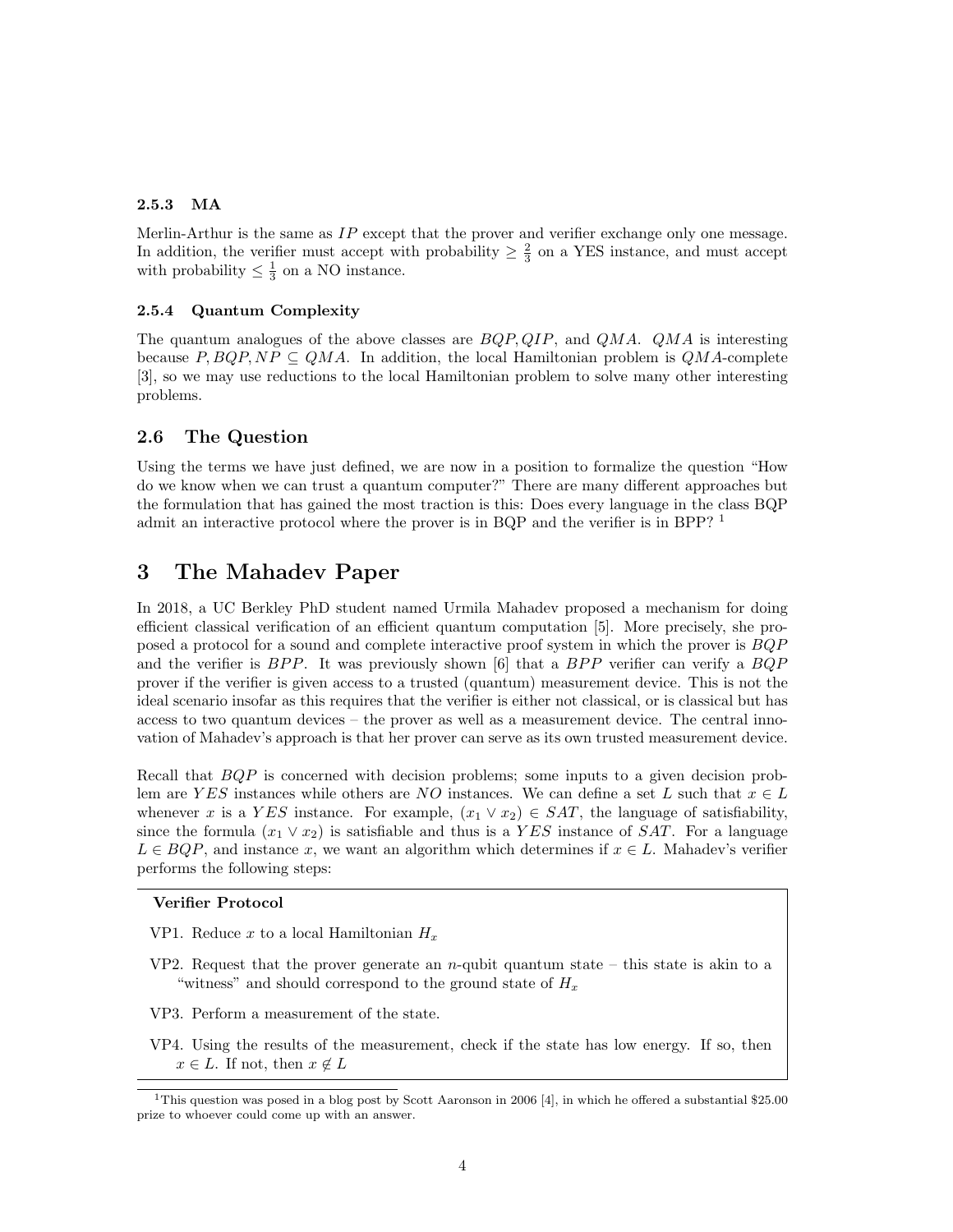#### 2.5.3 MA

Merlin-Arthur is the same as $IP$ except that the prover and verifier exchange only one message. In addition, the verifier must accept with probability $\geq \frac{2}{3}$ on a YES instance, and must accept with probability $\leq \frac{1}{3}$ on a NO instance.

#### 2.5.4 Quantum Complexity

The quantum analogues of the above classes are $BQP, QIP$, and $QMA$. $QMA$ is interesting because $P, BQP, NP \subseteq QMA$. In addition, the local Hamiltonian problem is $QMA$-complete [3], so we may use reductions to the local Hamiltonian problem to solve many other interesting problems.

### 2.6 The Question

Using the terms we have just defined, we are now in a position to formalize the question "How do we know when we can trust a quantum computer?" There are many different approaches but the formulation that has gained the most traction is this: Does every language in the class BQP admit an interactive protocol where the prover is in BQP and the verifier is in BPP? [1]

## 3 The Mahadev Paper

In 2018, a UC Berkley PhD student named Urmila Mahadev proposed a mechanism for doing efficient classical verification of an efficient quantum computation [5]. More precisely, she proposed a protocol for a sound and complete interactive proof system in which the prover is $BQP$ and the verifier is $BPP$. It was previously shown [6] that a $BPP$ verifier can verify a $BQP$ prover if the verifier is given access to a trusted (quantum) measurement device. This is not the ideal scenario insofar as this requires that the verifier is either not classical, or is classical but has access to two quantum devices – the prover as well as a measurement device. The central innovation of Mahadev's approach is that her prover can serve as its own trusted measurement device.

Recall that $BQP$ is concerned with decision problems; some inputs to a given decision problem are $YES$ instances while others are $NO$ instances. We can define a set $L$ such that $x \in L$ whenever $x$ is a $YES$ instance. For example, $(x_1 \vee x_2) \in SAT$, the language of satisfiability, since the formula $(x_1 \vee x_2)$ is satisfiable and thus is a $YES$ instance of $SAT$. For a language $L \in BQP$, and instance $x$, we want an algorithm which determines if $x \in L$. Mahadev's verifier performs the following steps:

**Verifier Protocol**

- VP1. Reduce $x$ to a local Hamiltonian $H_x$
- VP2. Request that the prover generate an $n$-qubit quantum state – this state is akin to a "witness" and should correspond to the ground state of $H_x$
- VP3. Perform a measurement of the state.
- VP4. Using the results of the measurement, check if the state has low energy. If so, then $x \in L$. If not, then $x \notin L$

[1] This question was posed in a blog post by Scott Aaronson in 2006 [4], in which he offered a substantial \$25.00 prize to whoever could come up with an answer.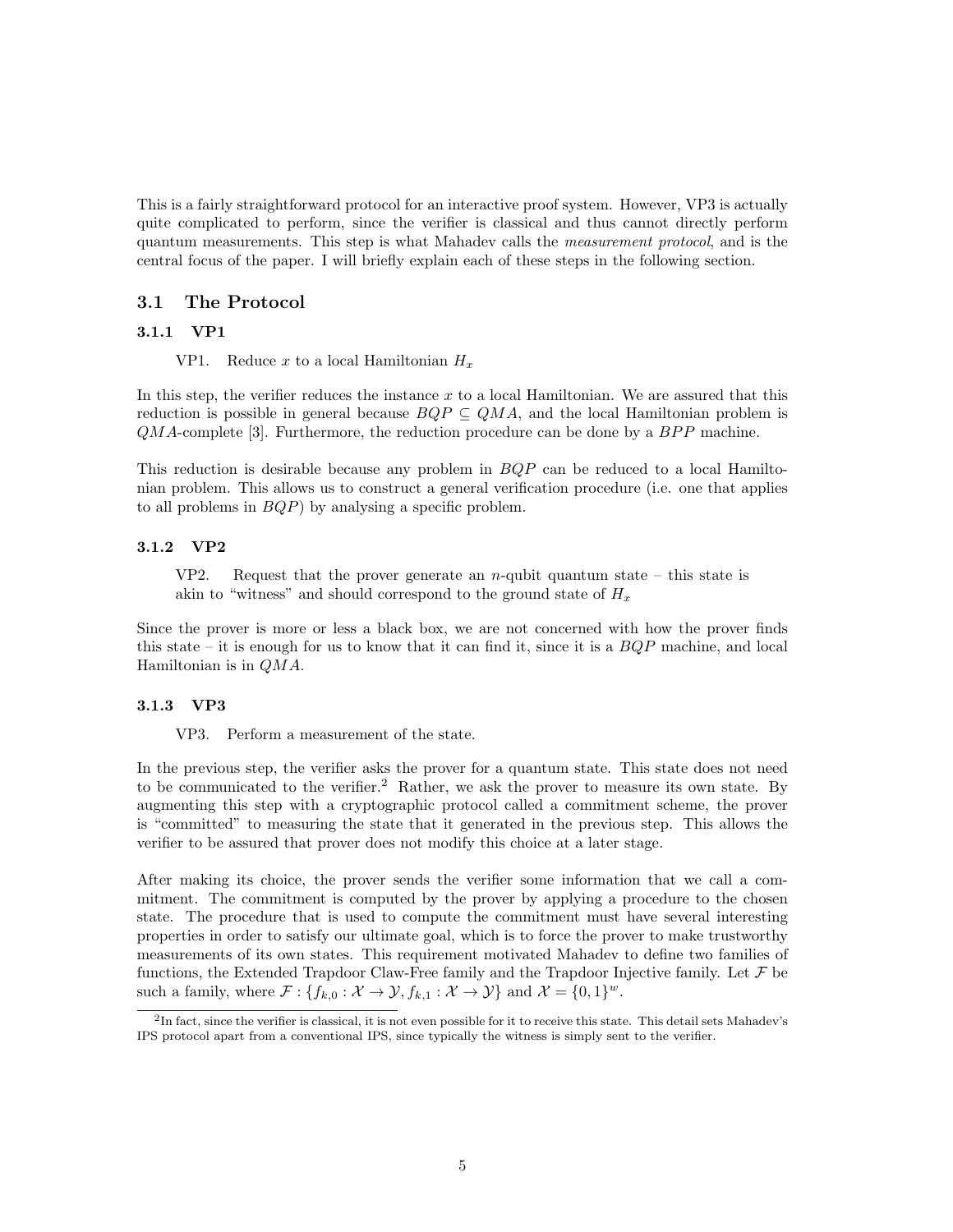This is a fairly straightforward protocol for an interactive proof system. However, VP3 is actually quite complicated to perform, since the verifier is classical and thus cannot directly perform quantum measurements. This step is what Mahadev calls the *measurement protocol*, and is the central focus of the paper. I will briefly explain each of these steps in the following section.

## 3.1 The Protocol

### 3.1.1 VP1

> VP1. Reduce $x$ to a local Hamiltonian $H_x$

In this step, the verifier reduces the instance $x$ to a local Hamiltonian. We are assured that this reduction is possible in general because $BQP \subseteq QMA$, and the local Hamiltonian problem is $QMA$-complete [3]. Furthermore, the reduction procedure can be done by a $BPP$ machine.

This reduction is desirable because any problem in $BQP$ can be reduced to a local Hamiltonian problem. This allows us to construct a general verification procedure (i.e. one that applies to all problems in $BQP$) by analysing a specific problem.

### 3.1.2 VP2

> VP2. Request that the prover generate an $n$-qubit quantum state – this state is akin to "witness" and should correspond to the ground state of $H_x$

Since the prover is more or less a black box, we are not concerned with how the prover finds this state – it is enough for us to know that it can find it, since it is a $BQP$ machine, and local Hamiltonian is in $QMA$.

### 3.1.3 VP3

> VP3. Perform a measurement of the state.

In the previous step, the verifier asks the prover for a quantum state. This state does not need to be communicated to the verifier.[2] Rather, we ask the prover to measure its own state. By augmenting this step with a cryptographic protocol called a commitment scheme, the prover is "committed" to measuring the state that it generated in the previous step. This allows the verifier to be assured that prover does not modify this choice at a later stage.

After making its choice, the prover sends the verifier some information that we call a commitment. The commitment is computed by the prover by applying a procedure to the chosen state. The procedure that is used to compute the commitment must have several interesting properties in order to satisfy our ultimate goal, which is to force the prover to make trustworthy measurements of its own states. This requirement motivated Mahadev to define two families of functions, the Extended Trapdoor Claw-Free family and the Trapdoor Injective family. Let $\mathcal{F}$ be such a family, where $\mathcal{F} : \{f_{k,0} : \mathcal{X} \to \mathcal{Y}, f_{k,1} : \mathcal{X} \to \mathcal{Y}\}$ and $\mathcal{X} = \{0,1\}^w$.

[2] In fact, since the verifier is classical, it is not even possible for it to receive this state. This detail sets Mahadev's IPS protocol apart from a conventional IPS, since typically the witness is simply sent to the verifier.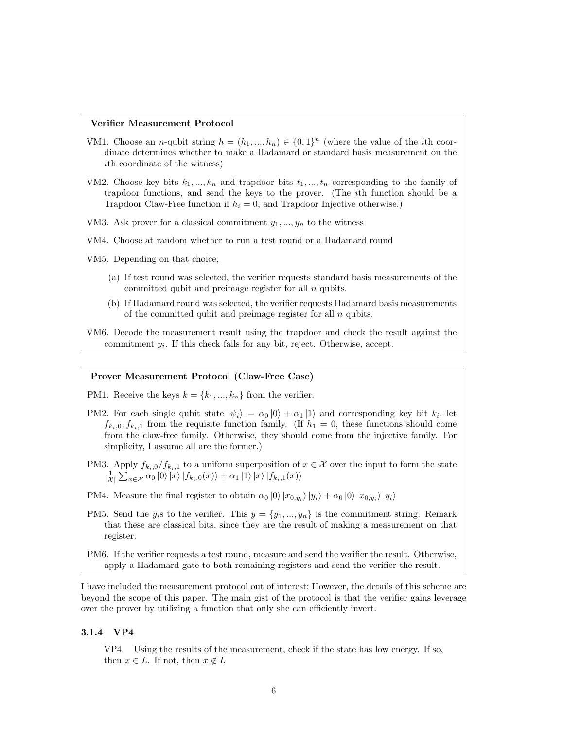**Verifier Measurement Protocol**

VM1. Choose an $n$-qubit string $h = (h_1, ..., h_n) \in \{0,1\}^n$ (where the value of the $i$th coordinate determines whether to make a Hadamard or standard basis measurement on the $i$th coordinate of the witness)

VM2. Choose key bits $k_1, ..., k_n$ and trapdoor bits $t_1, ..., t_n$ corresponding to the family of trapdoor functions, and send the keys to the prover. (The $i$th function should be a Trapdoor Claw-Free function if $h_i = 0$, and Trapdoor Injective otherwise.)

VM3. Ask prover for a classical commitment $y_1, ..., y_n$ to the witness

VM4. Choose at random whether to run a test round or a Hadamard round

VM5. Depending on that choice,

(a) If test round was selected, the verifier requests standard basis measurements of the committed qubit and preimage register for all $n$ qubits.

(b) If Hadamard round was selected, the verifier requests Hadamard basis measurements of the committed qubit and preimage register for all $n$ qubits.

VM6. Decode the measurement result using the trapdoor and check the result against the commitment $y_i$. If this check fails for any bit, reject. Otherwise, accept.

**Prover Measurement Protocol (Claw-Free Case)**

PM1. Receive the keys $k = \{k_1, ..., k_n\}$ from the verifier.

PM2. For each single qubit state $|\psi_i\rangle = \alpha_0 |0\rangle + \alpha_1 |1\rangle$ and corresponding key bit $k_i$, let $f_{k_i,0}, f_{k_i,1}$ from the requisite function family. (If $h_1 = 0$, these functions should come from the claw-free family. Otherwise, they should come from the injective family. For simplicity, I assume all are the former.)

PM3. Apply $f_{k_i,0}/f_{k_i,1}$ to a uniform superposition of $x \in \mathcal{X}$ over the input to form the state $\frac{1}{|\mathcal{X}|} \sum_{x \in \mathcal{X}} \alpha_0 |0\rangle |x\rangle |f_{k_i,0}(x)\rangle + \alpha_1 |1\rangle |x\rangle |f_{k_i,1}(x)\rangle$

PM4. Measure the final register to obtain $\alpha_0 |0\rangle |x_{0,y_i}\rangle |y_i\rangle + \alpha_0 |0\rangle |x_{0,y_i}\rangle |y_i\rangle$

PM5. Send the $y_i$s to the verifier. This $y = \{y_1, ..., y_n\}$ is the commitment string. Remark that these are classical bits, since they are the result of making a measurement on that register.

PM6. If the verifier requests a test round, measure and send the verifier the result. Otherwise, apply a Hadamard gate to both remaining registers and send the verifier the result.

I have included the measurement protocol out of interest; However, the details of this scheme are beyond the scope of this paper. The main gist of the protocol is that the verifier gains leverage over the prover by utilizing a function that only she can efficiently invert.

### 3.1.4 VP4

VP4. Using the results of the measurement, check if the state has low energy. If so, then $x \in L$. If not, then $x \notin L$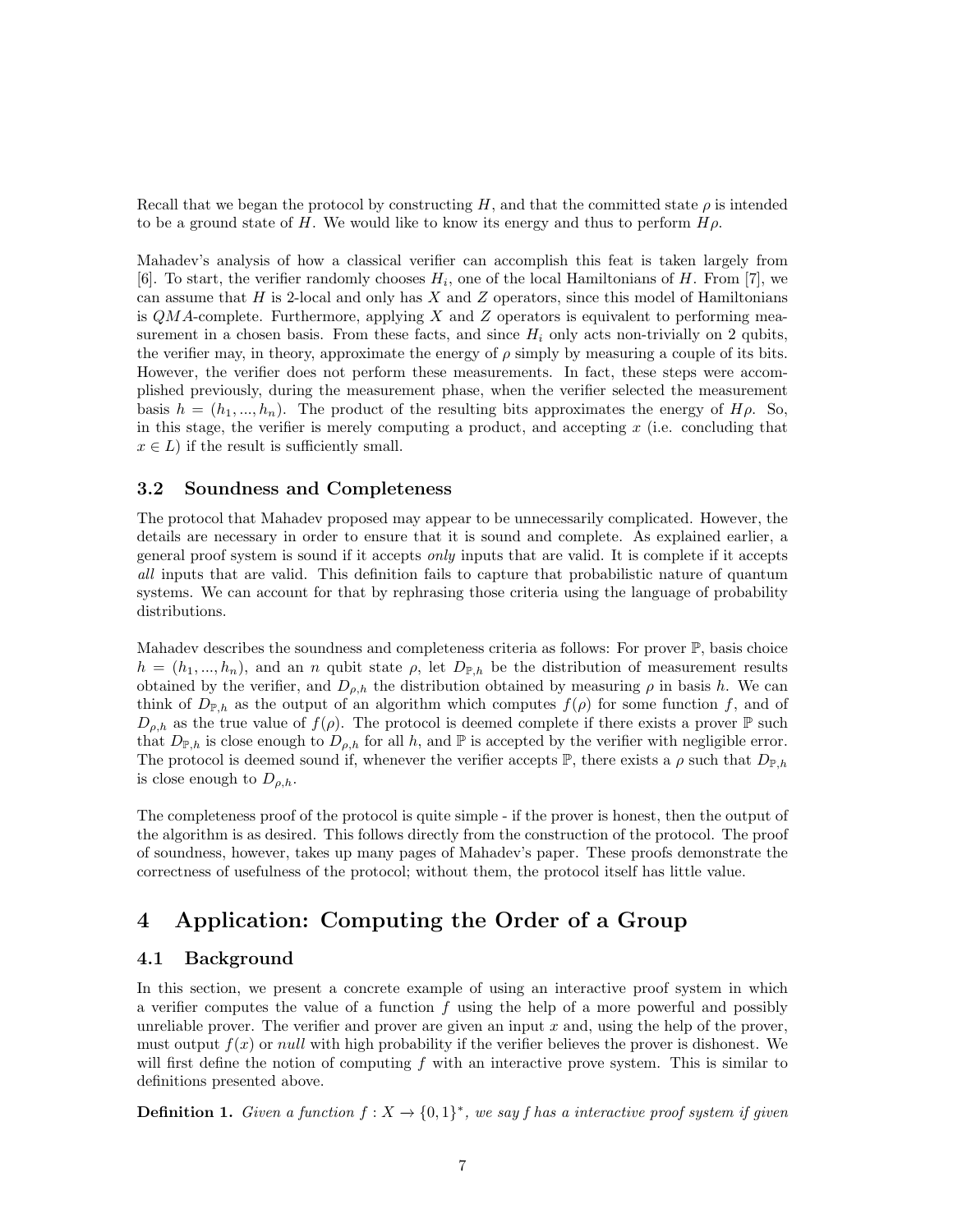Recall that we began the protocol by constructing $H$, and that the committed state $\rho$ is intended to be a ground state of $H$. We would like to know its energy and thus to perform $H\rho$.

Mahadev's analysis of how a classical verifier can accomplish this feat is taken largely from [6]. To start, the verifier randomly chooses $H_i$, one of the local Hamiltonians of $H$. From [7], we can assume that $H$ is 2-local and only has $X$ and $Z$ operators, since this model of Hamiltonians is $QMA$-complete. Furthermore, applying $X$ and $Z$ operators is equivalent to performing measurement in a chosen basis. From these facts, and since $H_i$ only acts non-trivially on 2 qubits, the verifier may, in theory, approximate the energy of $\rho$ simply by measuring a couple of its bits. However, the verifier does not perform these measurements. In fact, these steps were accomplished previously, during the measurement phase, when the verifier selected the measurement basis $h = (h_1, ..., h_n)$. The product of the resulting bits approximates the energy of $H\rho$. So, in this stage, the verifier is merely computing a product, and accepting $x$ (i.e. concluding that $x \in L$) if the result is sufficiently small.

### 3.2 Soundness and Completeness

The protocol that Mahadev proposed may appear to be unnecessarily complicated. However, the details are necessary in order to ensure that it is sound and complete. As explained earlier, a general proof system is sound if it accepts *only* inputs that are valid. It is complete if it accepts *all* inputs that are valid. This definition fails to capture that probabilistic nature of quantum systems. We can account for that by rephrasing those criteria using the language of probability distributions.

Mahadev describes the soundness and completeness criteria as follows: For prover $\mathbb{P}$, basis choice $h = (h_1, ..., h_n)$, and an $n$ qubit state $\rho$, let $D_{\mathbb{P},h}$ be the distribution of measurement results obtained by the verifier, and $D_{\rho,h}$ the distribution obtained by measuring $\rho$ in basis $h$. We can think of $D_{\mathbb{P},h}$ as the output of an algorithm which computes $f(\rho)$ for some function $f$, and of $D_{\rho,h}$ as the true value of $f(\rho)$. The protocol is deemed complete if there exists a prover $\mathbb{P}$ such that $D_{\mathbb{P},h}$ is close enough to $D_{\rho,h}$ for all $h$, and $\mathbb{P}$ is accepted by the verifier with negligible error. The protocol is deemed sound if, whenever the verifier accepts $\mathbb{P}$, there exists a $\rho$ such that $D_{\mathbb{P},h}$ is close enough to $D_{\rho,h}$.

The completeness proof of the protocol is quite simple - if the prover is honest, then the output of the algorithm is as desired. This follows directly from the construction of the protocol. The proof of soundness, however, takes up many pages of Mahadev's paper. These proofs demonstrate the correctness of usefulness of the protocol; without them, the protocol itself has little value.

## 4 Application: Computing the Order of a Group

### 4.1 Background

In this section, we present a concrete example of using an interactive proof system in which a verifier computes the value of a function $f$ using the help of a more powerful and possibly unreliable prover. The verifier and prover are given an input $x$ and, using the help of the prover, must output $f(x)$ or *null* with high probability if the verifier believes the prover is dishonest. We will first define the notion of computing $f$ with an interactive prove system. This is similar to definitions presented above.

**Definition 1.** *Given a function $f : X \to \{0,1\}^*$, we say f has a interactive proof system if given*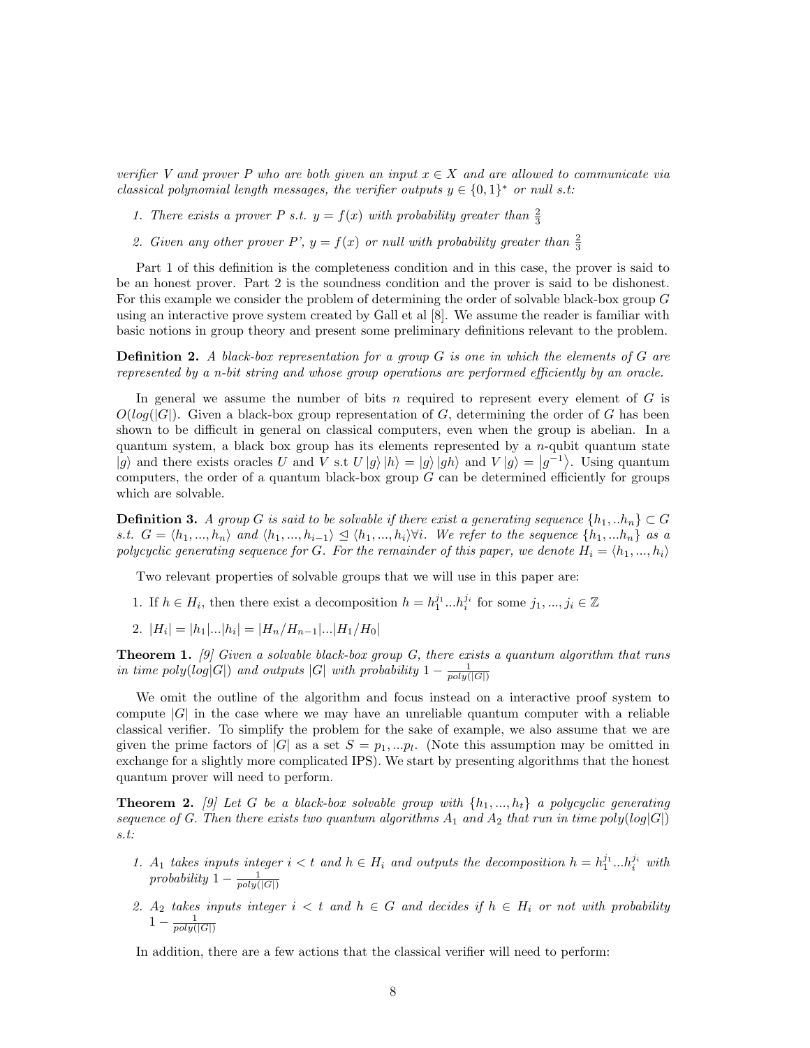*verifier V and prover P who are both given an input $x \in X$ and are allowed to communicate via classical polynomial length messages, the verifier outputs $y \in \{0,1\}^*$ or null s.t:*

1. *There exists a prover P s.t. $y = f(x)$ with probability greater than $\frac{2}{3}$*
2. *Given any other prover P', $y = f(x)$ or null with probability greater than $\frac{2}{3}$*

Part 1 of this definition is the completeness condition and in this case, the prover is said to be an honest prover. Part 2 is the soundness condition and the prover is said to be dishonest. For this example we consider the problem of determining the order of solvable black-box group $G$ using an interactive prove system created by Gall et al [8]. We assume the reader is familiar with basic notions in group theory and present some preliminary definitions relevant to the problem.

**Definition 2.** *A black-box representation for a group G is one in which the elements of G are represented by a n-bit string and whose group operations are performed efficiently by an oracle.*

In general we assume the number of bits $n$ required to represent every element of $G$ is $O(log(|G|)$. Given a black-box group representation of $G$, determining the order of $G$ has been shown to be difficult in general on classical computers, even when the group is abelian. In a quantum system, a black box group has its elements represented by a $n$-qubit quantum state $|g\rangle$ and there exists oracles $U$ and $V$ s.t $U|g\rangle|h\rangle = |g\rangle|gh\rangle$ and $V|g\rangle = |g^{-1}\rangle$. Using quantum computers, the order of a quantum black-box group $G$ can be determined efficiently for groups which are solvable.

**Definition 3.** *A group G is said to be solvable if there exist a generating sequence $\{h_1, ..h_n\} \subset G$ s.t. $G = \langle h_1, ..., h_n\rangle$ and $\langle h_1, ..., h_{i-1}\rangle \trianglelefteq \langle h_1, ..., h_i\rangle \forall i$. We refer to the sequence $\{h_1, ...h_n\}$ as a polycyclic generating sequence for G. For the remainder of this paper, we denote $H_i = \langle h_1, ..., h_i\rangle$*

Two relevant properties of solvable groups that we will use in this paper are:

1. If $h \in H_i$, then there exist a decomposition $h = h_1^{j_1}...h_i^{j_i}$ for some $j_1, ..., j_i \in \mathbb{Z}$
2. $|H_i| = |h_1|...|h_i| = |H_n/H_{n-1}|...|H_1/H_0|$

**Theorem 1.** *[9] Given a solvable black-box group G, there exists a quantum algorithm that runs in time $poly(log|G|)$ and outputs $|G|$ with probability $1 - \frac{1}{poly(|G|)}$*

We omit the outline of the algorithm and focus instead on a interactive proof system to compute $|G|$ in the case where we may have an unreliable quantum computer with a reliable classical verifier. To simplify the problem for the sake of example, we also assume that we are given the prime factors of $|G|$ as a set $S = p_1, ...p_l$. (Note this assumption may be omitted in exchange for a slightly more complicated IPS). We start by presenting algorithms that the honest quantum prover will need to perform.

**Theorem 2.** *[9] Let G be a black-box solvable group with $\{h_1, ..., h_t\}$ a polycyclic generating sequence of G. Then there exists two quantum algorithms $A_1$ and $A_2$ that run in time $poly(log|G|)$ s.t:*

1. *$A_1$ takes inputs integer $i < t$ and $h \in H_i$ and outputs the decomposition $h = h_1^{j_1}...h_i^{j_i}$ with probability $1 - \frac{1}{poly(|G|)}$*
2. *$A_2$ takes inputs integer $i < t$ and $h \in G$ and decides if $h \in H_i$ or not with probability $1 - \frac{1}{poly(|G|)}$*

In addition, there are a few actions that the classical verifier will need to perform: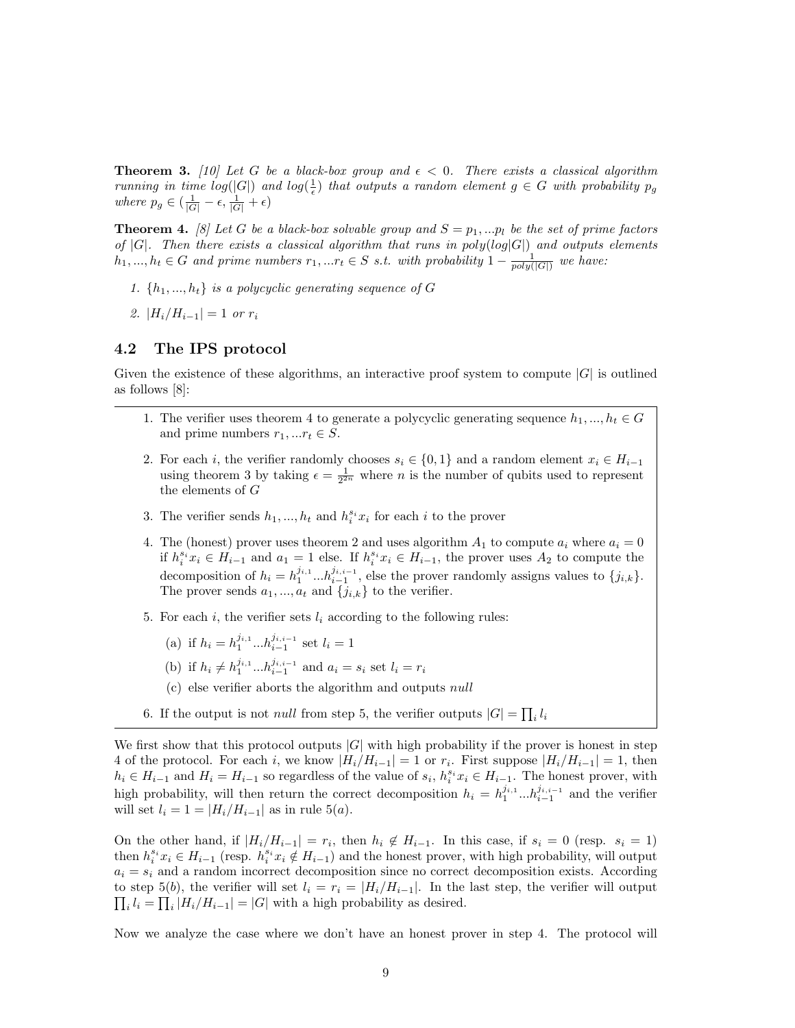**Theorem 3.** *[10] Let $G$ be a black-box group and $\epsilon < 0$. There exists a classical algorithm running in time $log(|G|)$ and $log(\frac{1}{\epsilon})$ that outputs a random element $g \in G$ with probability $p_g$ where $p_g \in (\frac{1}{|G|} - \epsilon, \frac{1}{|G|} + \epsilon)$*

**Theorem 4.** *[8] Let $G$ be a black-box solvable group and $S = p_1, ...p_l$ be the set of prime factors of $|G|$. Then there exists a classical algorithm that runs in $poly(log|G|)$ and outputs elements $h_1, ..., h_t \in G$ and prime numbers $r_1, ...r_t \in S$ s.t. with probability $1 - \frac{1}{poly(|G|)}$ we have:*

1. *$\{h_1, ..., h_t\}$ is a polycyclic generating sequence of $G$*
2. *$|H_i/H_{i-1}| = 1$ or $r_i$*

## 4.2 The IPS protocol

Given the existence of these algorithms, an interactive proof system to compute $|G|$ is outlined as follows [8]:

1. The verifier uses theorem 4 to generate a polycyclic generating sequence $h_1, ..., h_t \in G$ and prime numbers $r_1, ...r_t \in S$.
2. For each $i$, the verifier randomly chooses $s_i \in \{0, 1\}$ and a random element $x_i \in H_{i-1}$ using theorem 3 by taking $\epsilon = \frac{1}{2^{2n}}$ where $n$ is the number of qubits used to represent the elements of $G$
3. The verifier sends $h_1, ..., h_t$ and $h_i^{s_i} x_i$ for each $i$ to the prover
4. The (honest) prover uses theorem 2 and uses algorithm $A_1$ to compute $a_i$ where $a_i = 0$ if $h_i^{s_i} x_i \in H_{i-1}$ and $a_1 = 1$ else. If $h_i^{s_i} x_i \in H_{i-1}$, the prover uses $A_2$ to compute the decomposition of $h_i = h_1^{j_{i,1}} ...h_{i-1}^{j_{i,i-1}}$, else the prover randomly assigns values to $\{j_{i,k}\}$. The prover sends $a_1, ..., a_t$ and $\{j_{i,k}\}$ to the verifier.
5. For each $i$, the verifier sets $l_i$ according to the following rules:
   (a) if $h_i = h_1^{j_{i,1}} ...h_{i-1}^{j_{i,i-1}}$ set $l_i = 1$
   (b) if $h_i \neq h_1^{j_{i,1}} ...h_{i-1}^{j_{i,i-1}}$ and $a_i = s_i$ set $l_i = r_i$
   (c) else verifier aborts the algorithm and outputs *null*
6. If the output is not *null* from step 5, the verifier outputs $|G| = \prod_i l_i$

We first show that this protocol outputs $|G|$ with high probability if the prover is honest in step 4 of the protocol. For each $i$, we know $|H_i/H_{i-1}| = 1$ or $r_i$. First suppose $|H_i/H_{i-1}| = 1$, then $h_i \in H_{i-1}$ and $H_i = H_{i-1}$ so regardless of the value of $s_i$, $h_i^{s_i} x_i \in H_{i-1}$. The honest prover, with high probability, will then return the correct decomposition $h_i = h_1^{j_{i,1}} ...h_{i-1}^{j_{i,i-1}}$ and the verifier will set $l_i = 1 = |H_i/H_{i-1}|$ as in rule $5(a)$.

On the other hand, if $|H_i/H_{i-1}| = r_i$, then $h_i \notin H_{i-1}$. In this case, if $s_i = 0$ (resp. $s_i = 1$) then $h_i^{s_i} x_i \in H_{i-1}$ (resp. $h_i^{s_i} x_i \notin H_{i-1}$) and the honest prover, with high probability, will output $a_i = s_i$ and a random incorrect decomposition since no correct decomposition exists. According to step $5(b)$, the verifier will set $l_i = r_i = |H_i/H_{i-1}|$. In the last step, the verifier will output $\prod_i l_i = \prod_i |H_i/H_{i-1}| = |G|$ with a high probability as desired.

Now we analyze the case where we don't have an honest prover in step 4. The protocol will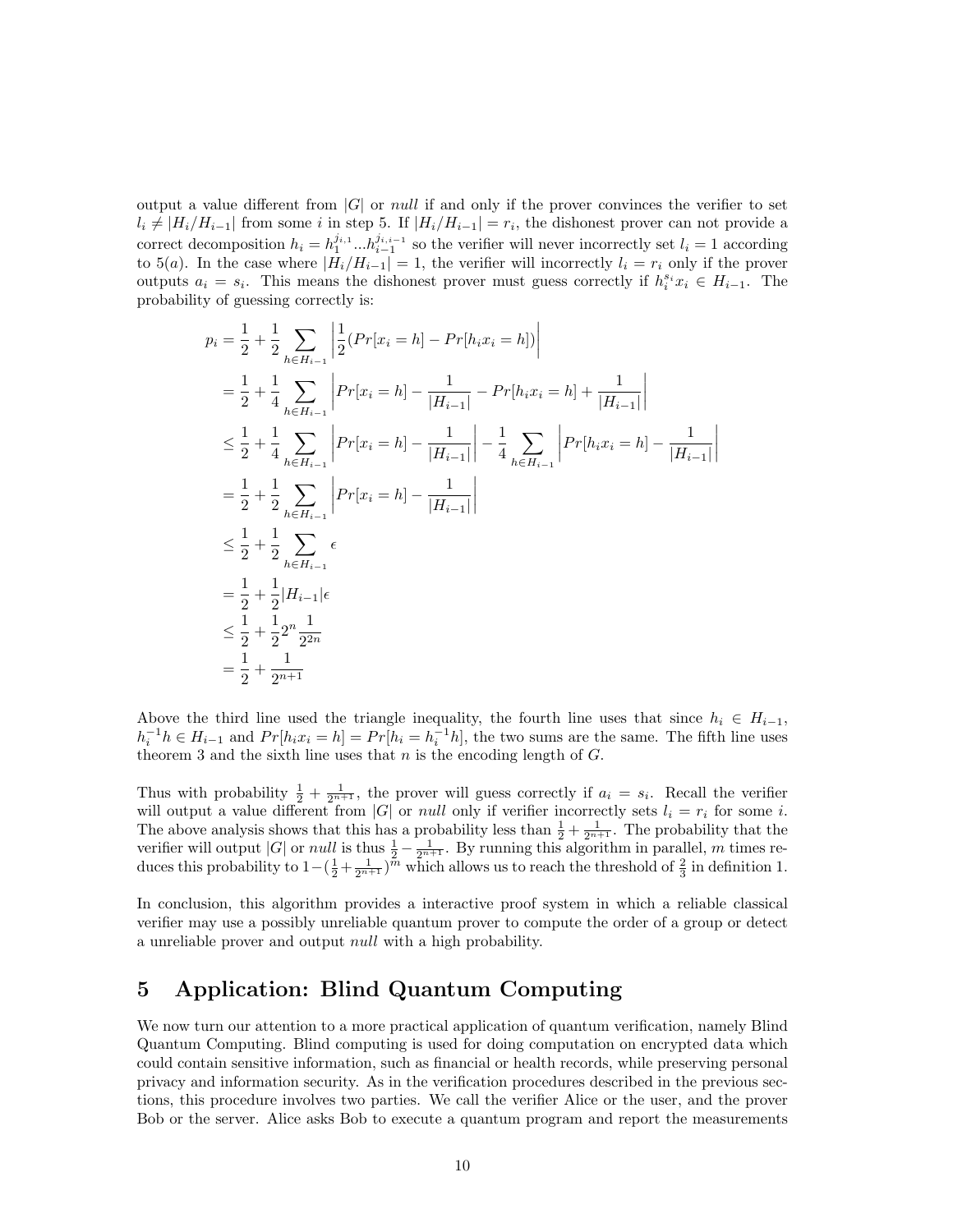output a value different from $|G|$ or *null* if and only if the prover convinces the verifier to set $l_i \neq |H_i/H_{i-1}|$ from some $i$ in step 5. If $|H_i/H_{i-1}| = r_i$, the dishonest prover can not provide a correct decomposition $h_i = h_1^{j_{i,1}}...h_{i-1}^{j_{i,i-1}}$ so the verifier will never incorrectly set $l_i = 1$ according to 5(*a*). In the case where $|H_i/H_{i-1}| = 1$, the verifier will incorrectly $l_i = r_i$ only if the prover outputs $a_i = s_i$. This means the dishonest prover must guess correctly if $h_i^{s_i}x_i \in H_{i-1}$. The probability of guessing correctly is:

$$
\begin{aligned}
p_i &= \frac{1}{2} + \frac{1}{2}\sum_{h \in H_{i-1}} \left| \frac{1}{2}(Pr[x_i = h] - Pr[h_i x_i = h]) \right| \\
&= \frac{1}{2} + \frac{1}{4}\sum_{h \in H_{i-1}} \left| Pr[x_i = h] - \frac{1}{|H_{i-1}|} - Pr[h_i x_i = h] + \frac{1}{|H_{i-1}|} \right| \\
&\leq \frac{1}{2} + \frac{1}{4}\sum_{h \in H_{i-1}} \left| Pr[x_i = h] - \frac{1}{|H_{i-1}|} \right| - \frac{1}{4}\sum_{h \in H_{i-1}} \left| Pr[h_i x_i = h] - \frac{1}{|H_{i-1}|} \right| \\
&= \frac{1}{2} + \frac{1}{2}\sum_{h \in H_{i-1}} \left| Pr[x_i = h] - \frac{1}{|H_{i-1}|} \right| \\
&\leq \frac{1}{2} + \frac{1}{2}\sum_{h \in H_{i-1}} \epsilon \\
&= \frac{1}{2} + \frac{1}{2}|H_{i-1}|\epsilon \\
&\leq \frac{1}{2} + \frac{1}{2}2^n \frac{1}{2^{2n}} \\
&= \frac{1}{2} + \frac{1}{2^{n+1}}
\end{aligned}
$$

Above the third line used the triangle inequality, the fourth line uses that since $h_i \in H_{i-1}$, $h_i^{-1}h \in H_{i-1}$ and $Pr[h_i x_i = h] = Pr[h_i = h_i^{-1}h]$, the two sums are the same. The fifth line uses theorem 3 and the sixth line uses that $n$ is the encoding length of $G$.

Thus with probability $\frac{1}{2} + \frac{1}{2^{n+1}}$, the prover will guess correctly if $a_i = s_i$. Recall the verifier will output a value different from $|G|$ or *null* only if verifier incorrectly sets $l_i = r_i$ for some $i$. The above analysis shows that this has a probability less than $\frac{1}{2} + \frac{1}{2^{n+1}}$. The probability that the verifier will output $|G|$ or *null* is thus $\frac{1}{2} - \frac{1}{2^{n+1}}$. By running this algorithm in parallel, $m$ times reduces this probability to $1 - (\frac{1}{2} + \frac{1}{2^{n+1}})^m$ which allows us to reach the threshold of $\frac{2}{3}$ in definition 1.

In conclusion, this algorithm provides a interactive proof system in which a reliable classical verifier may use a possibly unreliable quantum prover to compute the order of a group or detect a unreliable prover and output *null* with a high probability.

# 5 Application: Blind Quantum Computing

We now turn our attention to a more practical application of quantum verification, namely Blind Quantum Computing. Blind computing is used for doing computation on encrypted data which could contain sensitive information, such as financial or health records, while preserving personal privacy and information security. As in the verification procedures described in the previous sections, this procedure involves two parties. We call the verifier Alice or the user, and the prover Bob or the server. Alice asks Bob to execute a quantum program and report the measurements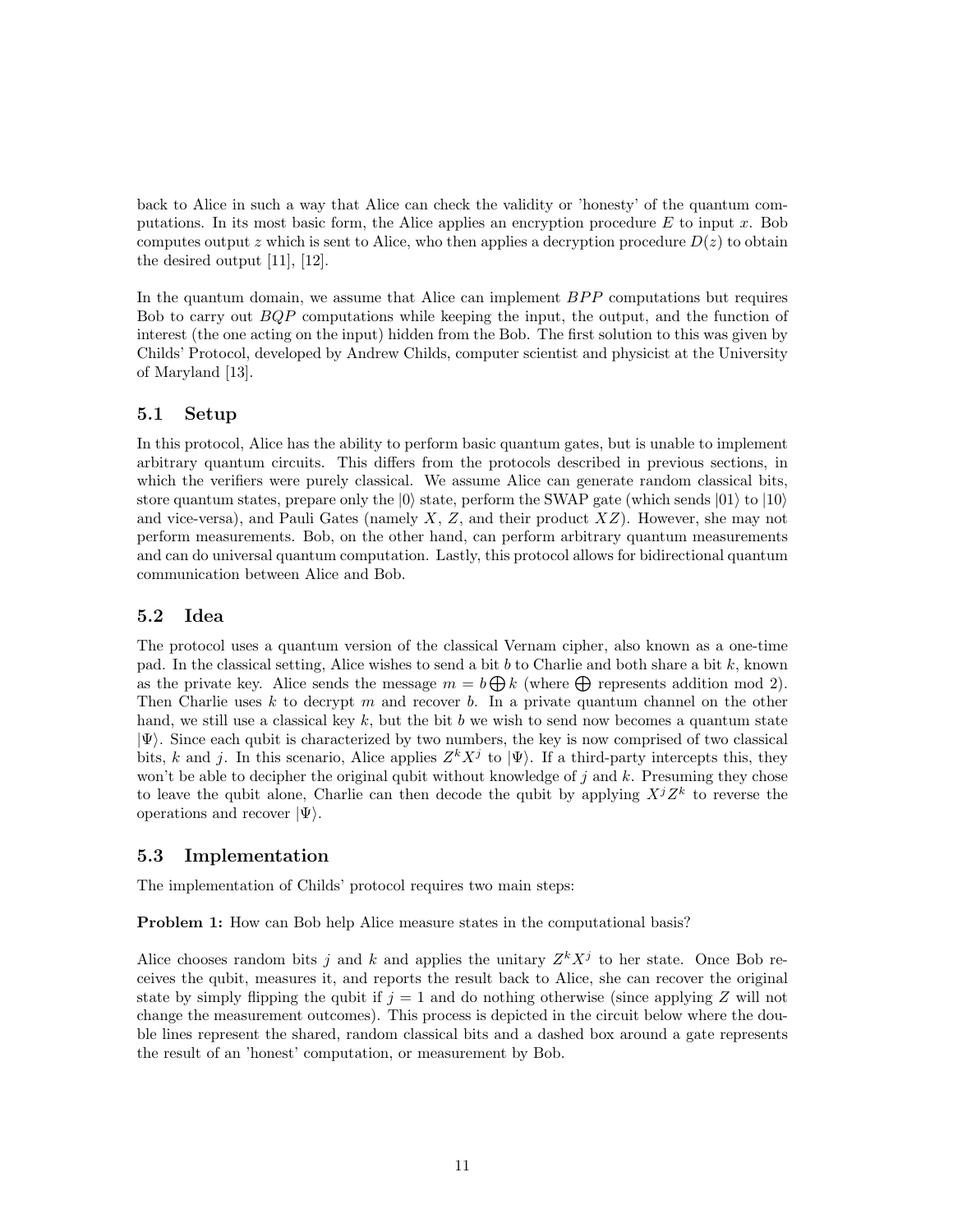back to Alice in such a way that Alice can check the validity or 'honesty' of the quantum computations. In its most basic form, the Alice applies an encryption procedure $E$ to input $x$. Bob computes output $z$ which is sent to Alice, who then applies a decryption procedure $D(z)$ to obtain the desired output [11], [12].

In the quantum domain, we assume that Alice can implement $BPP$ computations but requires Bob to carry out $BQP$ computations while keeping the input, the output, and the function of interest (the one acting on the input) hidden from the Bob. The first solution to this was given by Childs' Protocol, developed by Andrew Childs, computer scientist and physicist at the University of Maryland [13].

### 5.1 Setup

In this protocol, Alice has the ability to perform basic quantum gates, but is unable to implement arbitrary quantum circuits. This differs from the protocols described in previous sections, in which the verifiers were purely classical. We assume Alice can generate random classical bits, store quantum states, prepare only the $|0\rangle$ state, perform the SWAP gate (which sends $|01\rangle$ to $|10\rangle$ and vice-versa), and Pauli Gates (namely $X$, $Z$, and their product $XZ$). However, she may not perform measurements. Bob, on the other hand, can perform arbitrary quantum measurements and can do universal quantum computation. Lastly, this protocol allows for bidirectional quantum communication between Alice and Bob.

### 5.2 Idea

The protocol uses a quantum version of the classical Vernam cipher, also known as a one-time pad. In the classical setting, Alice wishes to send a bit $b$ to Charlie and both share a bit $k$, known as the private key. Alice sends the message $m = b \bigoplus k$ (where $\bigoplus$ represents addition mod 2). Then Charlie uses $k$ to decrypt $m$ and recover $b$. In a private quantum channel on the other hand, we still use a classical key $k$, but the bit $b$ we wish to send now becomes a quantum state $|\Psi\rangle$. Since each qubit is characterized by two numbers, the key is now comprised of two classical bits, $k$ and $j$. In this scenario, Alice applies $Z^k X^j$ to $|\Psi\rangle$. If a third-party intercepts this, they won't be able to decipher the original qubit without knowledge of $j$ and $k$. Presuming they chose to leave the qubit alone, Charlie can then decode the qubit by applying $X^j Z^k$ to reverse the operations and recover $|\Psi\rangle$.

### 5.3 Implementation

The implementation of Childs' protocol requires two main steps:

**Problem 1:** How can Bob help Alice measure states in the computational basis?

Alice chooses random bits $j$ and $k$ and applies the unitary $Z^k X^j$ to her state. Once Bob receives the qubit, measures it, and reports the result back to Alice, she can recover the original state by simply flipping the qubit if $j = 1$ and do nothing otherwise (since applying $Z$ will not change the measurement outcomes). This process is depicted in the circuit below where the double lines represent the shared, random classical bits and a dashed box around a gate represents the result of an 'honest' computation, or measurement by Bob.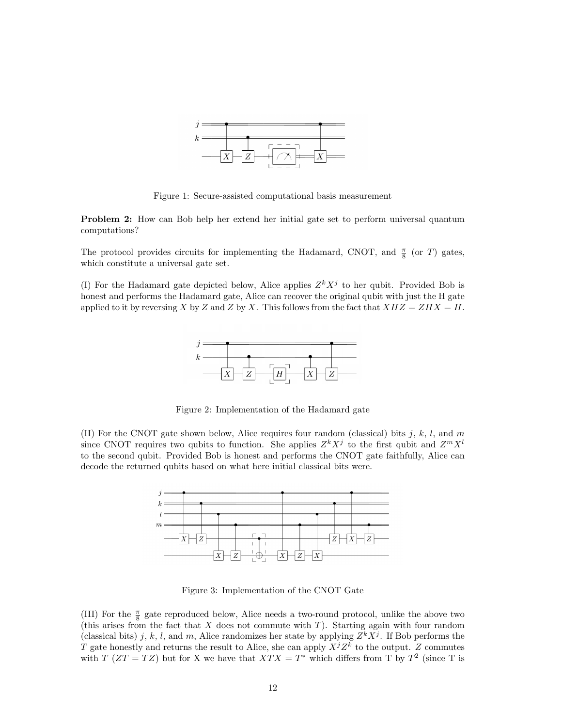Figure 1: Secure-assisted computational basis measurement

**Problem 2:** How can Bob help her extend her initial gate set to perform universal quantum computations?

The protocol provides circuits for implementing the Hadamard, CNOT, and $\frac{\pi}{8}$ (or $T$) gates, which constitute a universal gate set.

(I) For the Hadamard gate depicted below, Alice applies $Z^k X^j$ to her qubit. Provided Bob is honest and performs the Hadamard gate, Alice can recover the original qubit with just the H gate applied to it by reversing $X$ by $Z$ and $Z$ by $X$. This follows from the fact that $XHZ = ZHX = H$.

Figure 2: Implementation of the Hadamard gate

(II) For the CNOT gate shown below, Alice requires four random (classical) bits $j$, $k$, $l$, and $m$ since CNOT requires two qubits to function. She applies $Z^k X^j$ to the first qubit and $Z^m X^l$ to the second qubit. Provided Bob is honest and performs the CNOT gate faithfully, Alice can decode the returned qubits based on what here initial classical bits were.

Figure 3: Implementation of the CNOT Gate

(III) For the $\frac{\pi}{8}$ gate reproduced below, Alice needs a two-round protocol, unlike the above two (this arises from the fact that $X$ does not commute with $T$). Starting again with four random (classical bits) $j$, $k$, $l$, and $m$, Alice randomizes her state by applying $Z^k X^j$. If Bob performs the $T$ gate honestly and returns the result to Alice, she can apply $X^j Z^k$ to the output. $Z$ commutes with $T$ ($ZT = TZ$) but for X we have that $XTX = T^*$ which differs from T by $T^2$ (since T is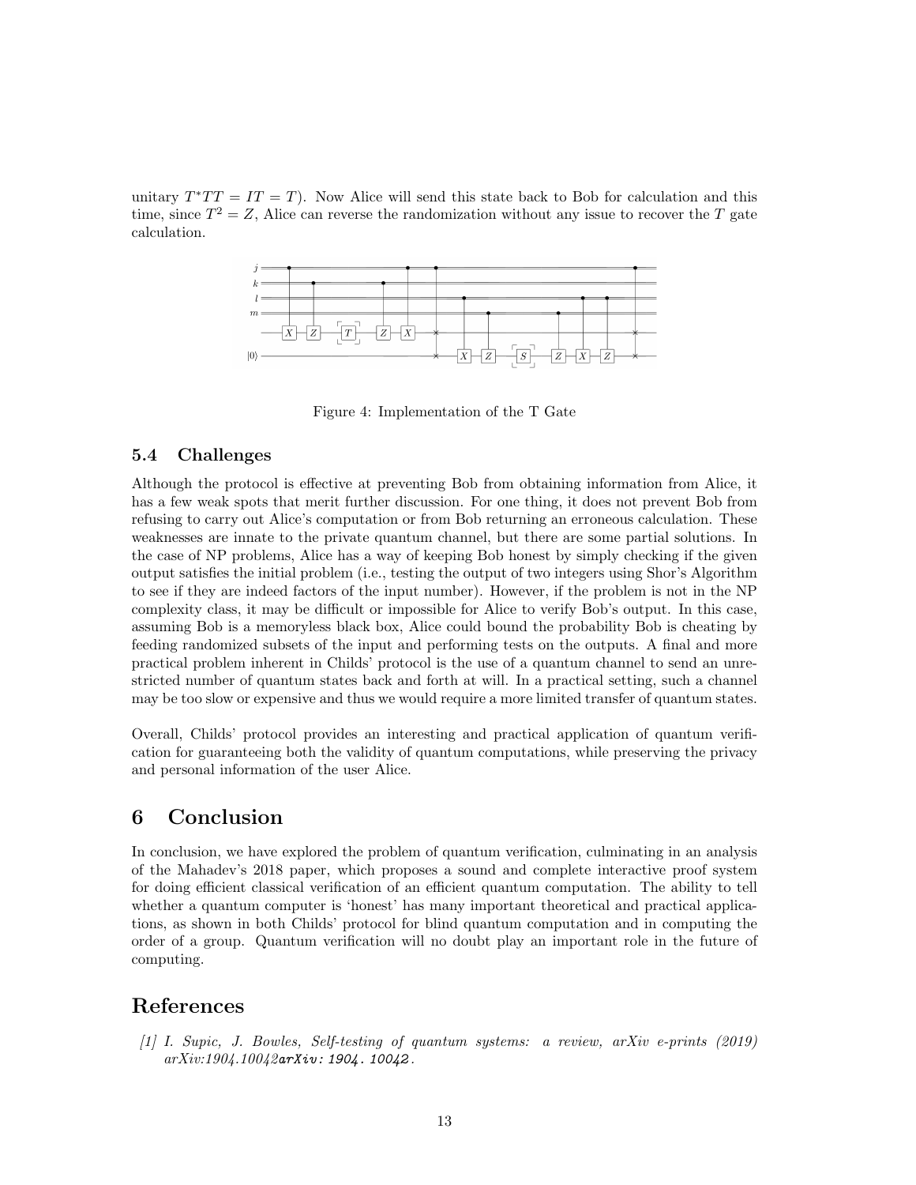unitary $T^*TT = IT = T$). Now Alice will send this state back to Bob for calculation and this time, since $T^2 = Z$, Alice can reverse the randomization without any issue to recover the $T$ gate calculation.

Figure 4: Implementation of the T Gate

### 5.4 Challenges

Although the protocol is effective at preventing Bob from obtaining information from Alice, it has a few weak spots that merit further discussion. For one thing, it does not prevent Bob from refusing to carry out Alice's computation or from Bob returning an erroneous calculation. These weaknesses are innate to the private quantum channel, but there are some partial solutions. In the case of NP problems, Alice has a way of keeping Bob honest by simply checking if the given output satisfies the initial problem (i.e., testing the output of two integers using Shor's Algorithm to see if they are indeed factors of the input number). However, if the problem is not in the NP complexity class, it may be difficult or impossible for Alice to verify Bob's output. In this case, assuming Bob is a memoryless black box, Alice could bound the probability Bob is cheating by feeding randomized subsets of the input and performing tests on the outputs. A final and more practical problem inherent in Childs' protocol is the use of a quantum channel to send an unrestricted number of quantum states back and forth at will. In a practical setting, such a channel may be too slow or expensive and thus we would require a more limited transfer of quantum states.

Overall, Childs' protocol provides an interesting and practical application of quantum verification for guaranteeing both the validity of quantum computations, while preserving the privacy and personal information of the user Alice.

## 6 Conclusion

In conclusion, we have explored the problem of quantum verification, culminating in an analysis of the Mahadev's 2018 paper, which proposes a sound and complete interactive proof system for doing efficient classical verification of an efficient quantum computation. The ability to tell whether a quantum computer is 'honest' has many important theoretical and practical applications, as shown in both Childs' protocol for blind quantum computation and in computing the order of a group. Quantum verification will no doubt play an important role in the future of computing.

## References

[1] *I. Supic, J. Bowles, Self-testing of quantum systems: a review, arXiv e-prints (2019) arXiv:1904.10042*`arXiv:1904.10042`.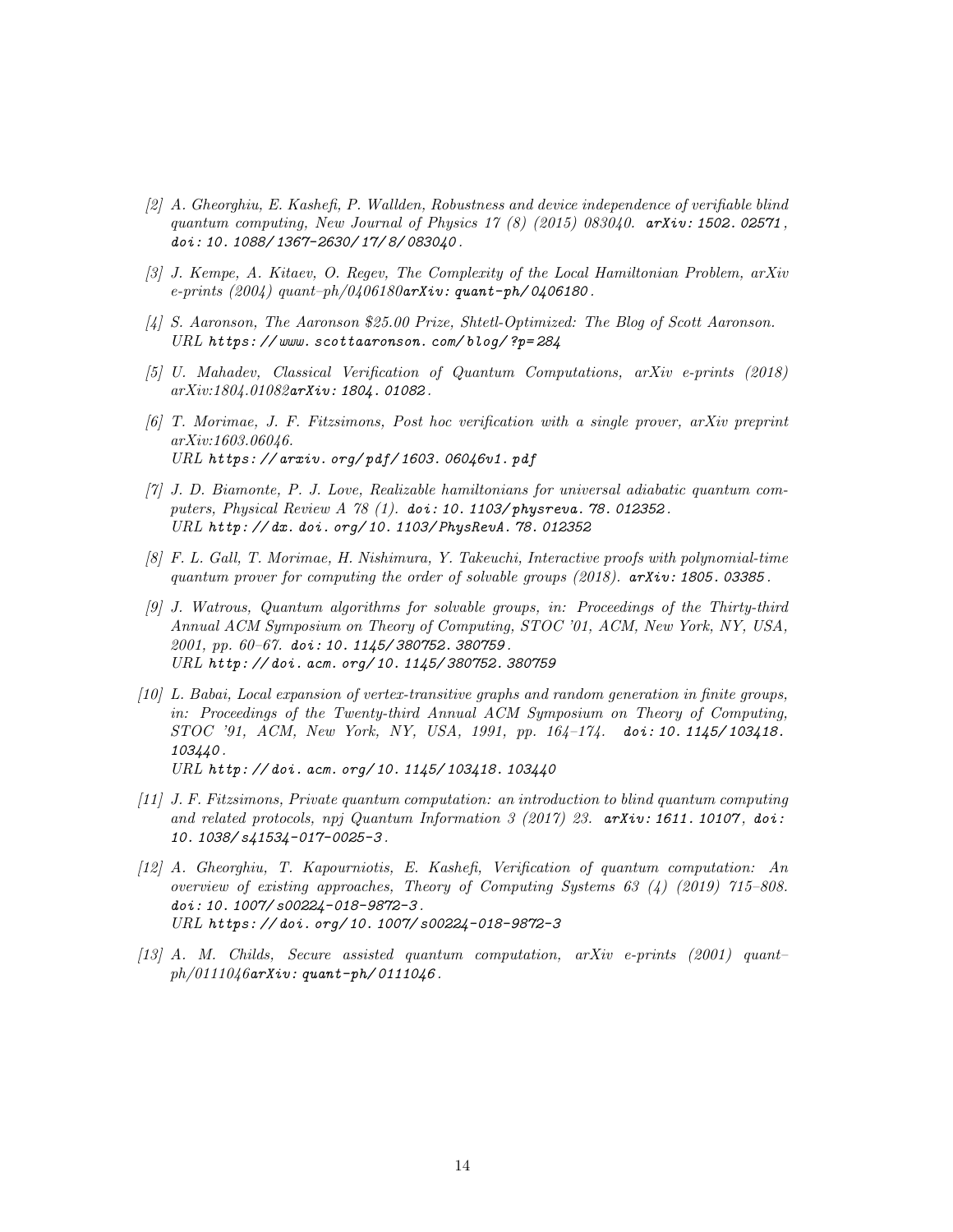[2] A. Gheorghiu, E. Kashefi, P. Wallden, Robustness and device independence of verifiable blind quantum computing, New Journal of Physics 17 (8) (2015) 083040. arXiv:1502.02571, doi:10.1088/1367-2630/17/8/083040.

[3] J. Kempe, A. Kitaev, O. Regev, The Complexity of the Local Hamiltonian Problem, arXiv e-prints (2004) quant–ph/0406180arXiv:quant-ph/0406180.

[4] S. Aaronson, The Aaronson $25.00 Prize, Shtetl-Optimized: The Blog of Scott Aaronson. URL https://www.scottaaronson.com/blog/?p=284

[5] U. Mahadev, Classical Verification of Quantum Computations, arXiv e-prints (2018) arXiv:1804.01082arXiv:1804.01082.

[6] T. Morimae, J. F. Fitzsimons, Post hoc verification with a single prover, arXiv preprint arXiv:1603.06046.
URL https://arxiv.org/pdf/1603.06046v1.pdf

[7] J. D. Biamonte, P. J. Love, Realizable hamiltonians for universal adiabatic quantum computers, Physical Review A 78 (1). doi:10.1103/physreva.78.012352.
URL http://dx.doi.org/10.1103/PhysRevA.78.012352

[8] F. L. Gall, T. Morimae, H. Nishimura, Y. Takeuchi, Interactive proofs with polynomial-time quantum prover for computing the order of solvable groups (2018). arXiv:1805.03385.

[9] J. Watrous, Quantum algorithms for solvable groups, in: Proceedings of the Thirty-third Annual ACM Symposium on Theory of Computing, STOC '01, ACM, New York, NY, USA, 2001, pp. 60–67. doi:10.1145/380752.380759.
URL http://doi.acm.org/10.1145/380752.380759

[10] L. Babai, Local expansion of vertex-transitive graphs and random generation in finite groups, in: Proceedings of the Twenty-third Annual ACM Symposium on Theory of Computing, STOC '91, ACM, New York, NY, USA, 1991, pp. 164–174. doi:10.1145/103418.103440.
URL http://doi.acm.org/10.1145/103418.103440

[11] J. F. Fitzsimons, Private quantum computation: an introduction to blind quantum computing and related protocols, npj Quantum Information 3 (2017) 23. arXiv:1611.10107, doi:10.1038/s41534-017-0025-3.

[12] A. Gheorghiu, T. Kapourniotis, E. Kashefi, Verification of quantum computation: An overview of existing approaches, Theory of Computing Systems 63 (4) (2019) 715–808. doi:10.1007/s00224-018-9872-3.
URL https://doi.org/10.1007/s00224-018-9872-3

[13] A. M. Childs, Secure assisted quantum computation, arXiv e-prints (2001) quant–ph/0111046arXiv:quant-ph/0111046.